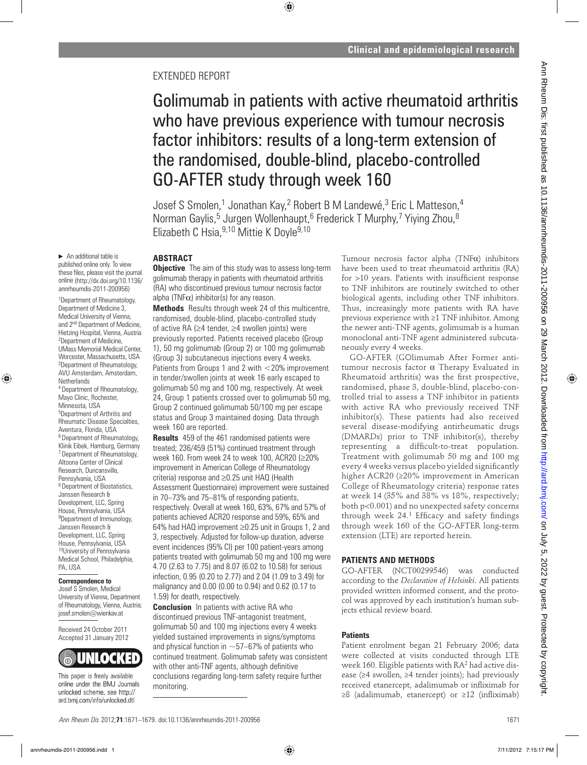EXTENDED REPORT

# Golimumab in patients with active rheumatoid arthritis who have previous experience with tumour necrosis factor inhibitors: results of a long-term extension of the randomised, double-blind, placebo-controlled GO-AFTER study through week 160

Josef S Smolen,[1] Jonathan Kay,[2] Robert B M Landewé,[3] Eric L Matteson,[4] Norman Gaylis,[5] Jurgen Wollenhaupt,[6] Frederick T Murphy,[7] Yiying Zhou,[8] Elizabeth C Hsia,[9,10] Mittie K Doyle[9,10]

► An additional table is published online only. To view these files, please visit the journal online (http://dx.doi.org/10.1136/annrheumdis-2011-200956)

[1]Department of Rheumatology, Department of Medicine 3, Medical University of Vienna, and 2nd Department of Medicine, Hietzing Hospital, Vienna, Austria
[2]Department of Medicine, UMass Memorial Medical Center, Worcester, Massachusetts, USA
[3]Department of Rheumatology, AVU Amsterdam, Amsterdam, Netherlands
[4]Department of Rheumatology, Mayo Clinic, Rochester, Minnesota, USA
[5]Department of Arthritis and Rheumatic Disease Specialties, Aventura, Florida, USA
[6]Department of Rheumatology, Klinik Eibek, Hamburg, Germany
[7]Department of Rheumatology, Altoona Center of Clinical Research, Duncansville, Pennsylvania, USA
[8]Department of Biostatistics, Janssen Research & Development, LLC, Spring House, Pennsylvania, USA
[9]Department of Immunology, Janssen Research & Development, LLC, Spring House, Pennsylvania, USA
[10]University of Pennsylvania Medical School, Philadelphia, PA, USA

**Correspondence to**
Josef S Smolen, Medical University of Vienna, Department of Rheumatology, Vienna, Austria; josef.smolen@wienkav.at

Received 24 October 2011
Accepted 31 January 2012

This paper is freely available online under the BMJ Journals unlocked scheme, see http://ard.bmj.com/info/unlocked.dtl

## ABSTRACT

**Objective** The aim of this study was to assess long-term golimumab therapy in patients with rheumatoid arthritis (RA) who discontinued previous tumour necrosis factor alpha (TNFα) inhibitor(s) for any reason.

**Methods** Results through week 24 of this multicentre, randomised, double-blind, placebo-controlled study of active RA (≥4 tender, ≥4 swollen joints) were previously reported. Patients received placebo (Group 1), 50 mg golimumab (Group 2) or 100 mg golimumab (Group 3) subcutaneous injections every 4 weeks. Patients from Groups 1 and 2 with <20% improvement in tender/swollen joints at week 16 early escaped to golimumab 50 mg and 100 mg, respectively. At week 24, Group 1 patients crossed over to golimumab 50 mg, Group 2 continued golimumab 50/100 mg per escape status and Group 3 maintained dosing. Data through week 160 are reported.

**Results** 459 of the 461 randomised patients were treated; 236/459 (51%) continued treatment through week 160. From week 24 to week 100, ACR20 (≥20% improvement in American College of Rheumatology criteria) response and ≥0.25 unit HAQ (Health Assessment Questionnaire) improvement were sustained in 70–73% and 75–81% of responding patients, respectively. Overall at week 160, 63%, 67% and 57% of patients achieved ACR20 response and 59%, 65% and 64% had HAQ improvement ≥0.25 unit in Groups 1, 2 and 3, respectively. Adjusted for follow-up duration, adverse event incidences (95% CI) per 100 patient-years among patients treated with golimumab 50 mg and 100 mg were 4.70 (2.63 to 7.75) and 8.07 (6.02 to 10.58) for serious infection, 0.95 (0.20 to 2.77) and 2.04 (1.09 to 3.49) for malignancy and 0.00 (0.00 to 0.94) and 0.62 (0.17 to 1.59) for death, respectively.

**Conclusion** In patients with active RA who discontinued previous TNF-antagonist treatment, golimumab 50 and 100 mg injections every 4 weeks yielded sustained improvements in signs/symptoms and physical function in ~57–67% of patients who continued treatment. Golimumab safety was consistent with other anti-TNF agents, although definitive conclusions regarding long-term safety require further monitoring.

Tumour necrosis factor alpha (TNFα) inhibitors have been used to treat rheumatoid arthritis (RA) for >10 years. Patients with insufficient response to TNF inhibitors are routinely switched to other biological agents, including other TNF inhibitors. Thus, increasingly more patients with RA have previous experience with ≥1 TNF inhibitor. Among the newer anti-TNF agents, golimumab is a human monoclonal anti-TNF agent administered subcutaneously every 4 weeks.

GO-AFTER (GOlimumab After Former anti-tumour necrosis factor α Therapy Evaluated in Rheumatoid arthritis) was the first prospective, randomised, phase 3, double-blind, placebo-controlled trial to assess a TNF inhibitor in patients with active RA who previously received TNF inhibitor(s). These patients had also received several disease-modifying antirheumatic drugs (DMARDs) prior to TNF inhibitor(s), thereby representing a difficult-to-treat population. Treatment with golimumab 50 mg and 100 mg every 4 weeks versus placebo yielded significantly higher ACR20 (≥20% improvement in American College of Rheumatology criteria) response rates at week 14 (35% and 38% vs 18%, respectively; both p<0.001) and no unexpected safety concerns through week 24.[1] Efficacy and safety findings through week 160 of the GO-AFTER long-term extension (LTE) are reported herein.

## PATIENTS AND METHODS

GO-AFTER (NCT00299546) was conducted according to the *Declaration of Helsinki*. All patients provided written informed consent, and the protocol was approved by each institution's human subjects ethical review board.

### Patients

Patient enrolment began 21 February 2006; data were collected at visits conducted through LTE week 160. Eligible patients with RA[2] had active disease (≥4 swollen, ≥4 tender joints); had previously received etanercept, adalimumab or infliximab for ≥8 (adalimumab, etanercept) or ≥12 (infliximab)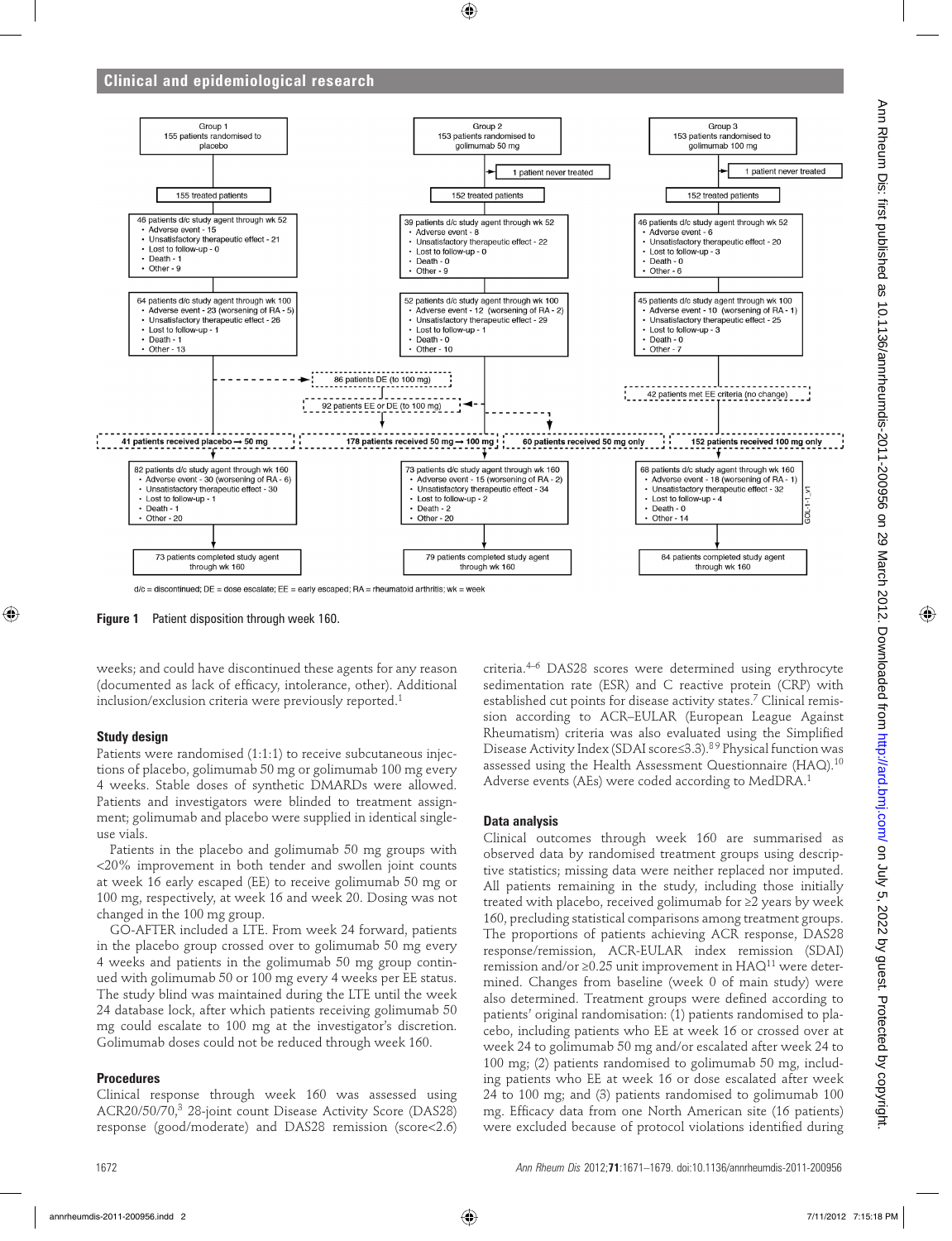**Figure 1** Patient disposition through week 160.

weeks; and could have discontinued these agents for any reason (documented as lack of efficacy, intolerance, other). Additional inclusion/exclusion criteria were previously reported.[1]

### Study design

Patients were randomised (1:1:1) to receive subcutaneous injections of placebo, golimumab 50 mg or golimumab 100 mg every 4 weeks. Stable doses of synthetic DMARDs were allowed. Patients and investigators were blinded to treatment assignment; golimumab and placebo were supplied in identical single-use vials.

Patients in the placebo and golimumab 50 mg groups with <20% improvement in both tender and swollen joint counts at week 16 early escaped (EE) to receive golimumab 50 mg or 100 mg, respectively, at week 16 and week 20. Dosing was not changed in the 100 mg group.

GO-AFTER included a LTE. From week 24 forward, patients in the placebo group crossed over to golimumab 50 mg every 4 weeks and patients in the golimumab 50 mg group continued with golimumab 50 or 100 mg every 4 weeks per EE status. The study blind was maintained during the LTE until the week 24 database lock, after which patients receiving golimumab 50 mg could escalate to 100 mg at the investigator's discretion. Golimumab doses could not be reduced through week 160.

### Procedures

Clinical response through week 160 was assessed using ACR20/50/70,[3] 28-joint count Disease Activity Score (DAS28) response (good/moderate) and DAS28 remission (score<2.6) criteria.[4–6] DAS28 scores were determined using erythrocyte sedimentation rate (ESR) and C reactive protein (CRP) with established cut points for disease activity states.[7] Clinical remission according to ACR–EULAR (European League Against Rheumatism) criteria was also evaluated using the Simplified Disease Activity Index (SDAI score≤3.3).[8 9] Physical function was assessed using the Health Assessment Questionnaire (HAQ).[10] Adverse events (AEs) were coded according to MedDRA.[1]

### Data analysis

Clinical outcomes through week 160 are summarised as observed data by randomised treatment groups using descriptive statistics; missing data were neither replaced nor imputed. All patients remaining in the study, including those initially treated with placebo, received golimumab for ≥2 years by week 160, precluding statistical comparisons among treatment groups. The proportions of patients achieving ACR response, DAS28 response/remission, ACR-EULAR index remission (SDAI) remission and/or ≥0.25 unit improvement in HAQ[11] were determined. Changes from baseline (week 0 of main study) were also determined. Treatment groups were defined according to patients' original randomisation: (1) patients randomised to placebo, including patients who EE at week 16 or crossed over at week 24 to golimumab 50 mg and/or escalated after week 24 to 100 mg; (2) patients randomised to golimumab 50 mg, including patients who EE at week 16 or dose escalated after week 24 to 100 mg; and (3) patients randomised to golimumab 100 mg. Efficacy data from one North American site (16 patients) were excluded because of protocol violations identified during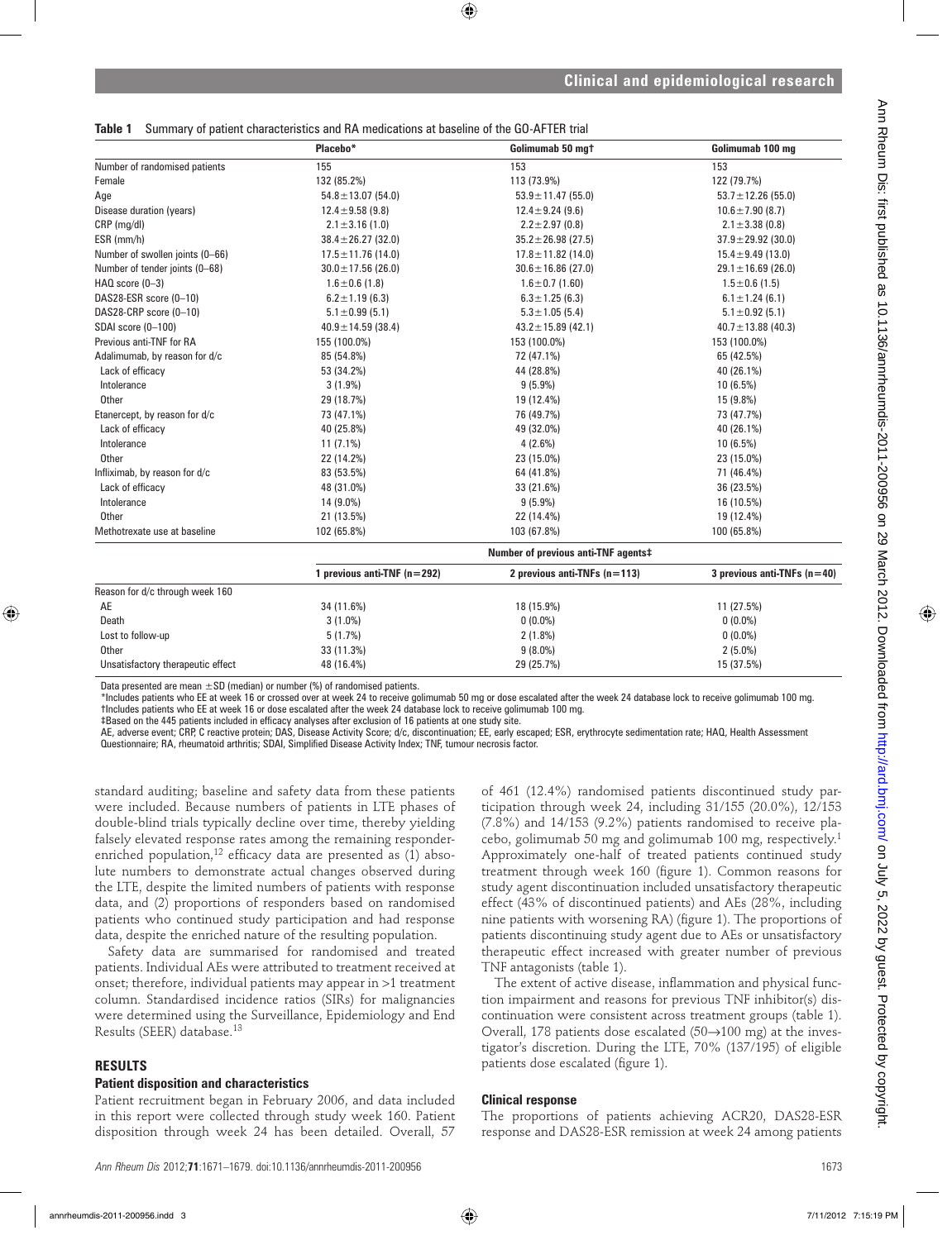**Table 1** Summary of patient characteristics and RA medications at baseline of the GO-AFTER trial

| | Placebo* | Golimumab 50 mg† | Golimumab 100 mg |
|---|---|---|---|
| Number of randomised patients | 155 | 153 | 153 |
| Female | 132 (85.2%) | 113 (73.9%) | 122 (79.7%) |
| Age | 54.8±13.07 (54.0) | 53.9±11.47 (55.0) | 53.7±12.26 (55.0) |
| Disease duration (years) | 12.4±9.58 (9.8) | 12.4±9.24 (9.6) | 10.6±7.90 (8.7) |
| CRP (mg/dl) | 2.1±3.16 (1.0) | 2.2±2.97 (0.8) | 2.1±3.38 (0.8) |
| ESR (mm/h) | 38.4±26.27 (32.0) | 35.2±26.98 (27.5) | 37.9±29.92 (30.0) |
| Number of swollen joints (0–66) | 17.5±11.76 (14.0) | 17.8±11.82 (14.0) | 15.4±9.49 (13.0) |
| Number of tender joints (0–68) | 30.0±17.56 (26.0) | 30.6±16.86 (27.0) | 29.1±16.69 (26.0) |
| HAQ score (0–3) | 1.6±0.6 (1.8) | 1.6±0.7 (1.60) | 1.5±0.6 (1.5) |
| DAS28-ESR score (0–10) | 6.2±1.19 (6.3) | 6.3±1.25 (6.3) | 6.1±1.24 (6.1) |
| DAS28-CRP score (0–10) | 5.1±0.99 (5.1) | 5.3±1.05 (5.4) | 5.1±0.92 (5.1) |
| SDAI score (0–100) | 40.9±14.59 (38.4) | 43.2±15.89 (42.1) | 40.7±13.88 (40.3) |
| Previous anti-TNF for RA | 155 (100.0%) | 153 (100.0%) | 153 (100.0%) |
| Adalimumab, by reason for d/c | 85 (54.8%) | 72 (47.1%) | 65 (42.5%) |
| Lack of efficacy | 53 (34.2%) | 44 (28.8%) | 40 (26.1%) |
| Intolerance | 3 (1.9%) | 9 (5.9%) | 10 (6.5%) |
| Other | 29 (18.7%) | 19 (12.4%) | 15 (9.8%) |
| Etanercept, by reason for d/c | 73 (47.1%) | 76 (49.7%) | 73 (47.7%) |
| Lack of efficacy | 40 (25.8%) | 49 (32.0%) | 40 (26.1%) |
| Intolerance | 11 (7.1%) | 4 (2.6%) | 10 (6.5%) |
| Other | 22 (14.2%) | 23 (15.0%) | 23 (15.0%) |
| Infliximab, by reason for d/c | 83 (53.5%) | 64 (41.8%) | 71 (46.4%) |
| Lack of efficacy | 48 (31.0%) | 33 (21.6%) | 36 (23.5%) |
| Intolerance | 14 (9.0%) | 9 (5.9%) | 16 (10.5%) |
| Other | 21 (13.5%) | 22 (14.4%) | 19 (12.4%) |
| Methotrexate use at baseline | 102 (65.8%) | 103 (67.8%) | 100 (65.8%) |
| | Number of previous anti-TNF agents‡ | | |
| | 1 previous anti-TNF (n=292) | 2 previous anti-TNFs (n=113) | 3 previous anti-TNFs (n=40) |
| Reason for d/c through week 160 | | | |
| AE | 34 (11.6%) | 18 (15.9%) | 11 (27.5%) |
| Death | 3 (1.0%) | 0 (0.0%) | 0 (0.0%) |
| Lost to follow-up | 5 (1.7%) | 2 (1.8%) | 0 (0.0%) |
| Other | 33 (11.3%) | 9 (8.0%) | 2 (5.0%) |
| Unsatisfactory therapeutic effect | 48 (16.4%) | 29 (25.7%) | 15 (37.5%) |

Data presented are mean ±SD (median) or number (%) of randomised patients.
*Includes patients who EE at week 16 or crossed over at week 24 to receive golimumab 50 mg or dose escalated after the week 24 database lock to receive golimumab 100 mg.
†Includes patients who EE at week 16 or dose escalated after the week 24 database lock to receive golimumab 100 mg.
‡Based on the 445 patients included in efficacy analyses after exclusion of 16 patients at one study site.
AE, adverse event; CRP, C reactive protein; DAS, Disease Activity Score; d/c, discontinuation; EE, early escaped; ESR, erythrocyte sedimentation rate; HAQ, Health Assessment Questionnaire; RA, rheumatoid arthritis; SDAI, Simplified Disease Activity Index; TNF, tumour necrosis factor.

standard auditing; baseline and safety data from these patients were included. Because numbers of patients in LTE phases of double-blind trials typically decline over time, thereby yielding falsely elevated response rates among the remaining responder-enriched population,[12] efficacy data are presented as (1) absolute numbers to demonstrate actual changes observed during the LTE, despite the limited numbers of patients with response data, and (2) proportions of responders based on randomised patients who continued study participation and had response data, despite the enriched nature of the resulting population.

Safety data are summarised for randomised and treated patients. Individual AEs were attributed to treatment received at onset; therefore, individual patients may appear in >1 treatment column. Standardised incidence ratios (SIRs) for malignancies were determined using the Surveillance, Epidemiology and End Results (SEER) database.[13]

## RESULTS

### Patient disposition and characteristics

Patient recruitment began in February 2006, and data included in this report were collected through study week 160. Patient disposition through week 24 has been detailed. Overall, 57 of 461 (12.4%) randomised patients discontinued study participation through week 24, including 31/155 (20.0%), 12/153 (7.8%) and 14/153 (9.2%) patients randomised to receive placebo, golimumab 50 mg and golimumab 100 mg, respectively.[1] Approximately one-half of treated patients continued study treatment through week 160 (figure 1). Common reasons for study agent discontinuation included unsatisfactory therapeutic effect (43% of discontinued patients) and AEs (28%, including nine patients with worsening RA) (figure 1). The proportions of patients discontinuing study agent due to AEs or unsatisfactory therapeutic effect increased with greater number of previous TNF antagonists (table 1).

The extent of active disease, inflammation and physical function impairment and reasons for previous TNF inhibitor(s) discontinuation were consistent across treatment groups (table 1). Overall, 178 patients dose escalated (50→100 mg) at the investigator's discretion. During the LTE, 70% (137/195) of eligible patients dose escalated (figure 1).

### Clinical response

The proportions of patients achieving ACR20, DAS28-ESR response and DAS28-ESR remission at week 24 among patients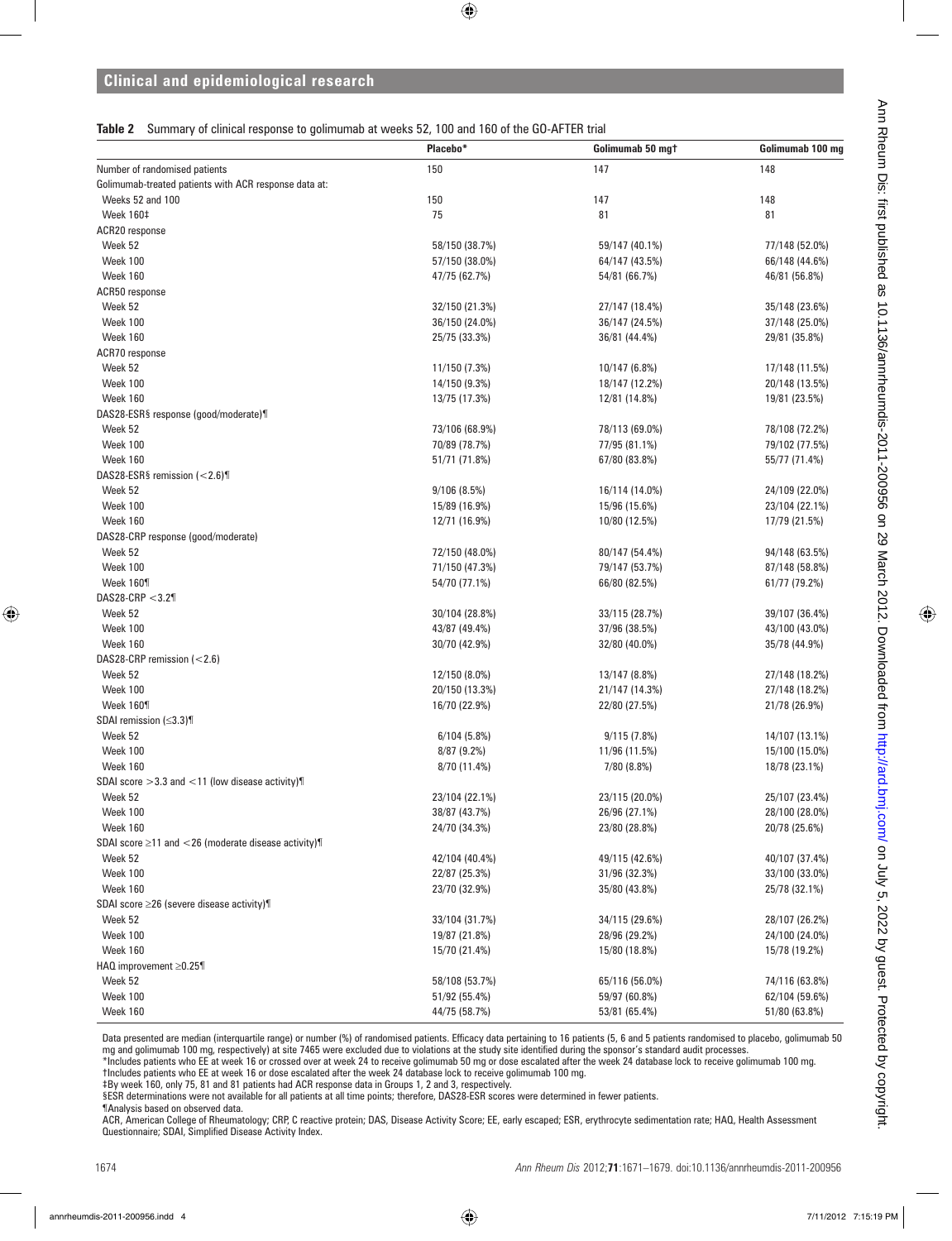**Table 2** Summary of clinical response to golimumab at weeks 52, 100 and 160 of the GO-AFTER trial

| | Placebo* | Golimumab 50 mg† | Golimumab 100 mg |
|---|---|---|---|
| Number of randomised patients | 150 | 147 | 148 |
| Golimumab-treated patients with ACR response data at: | | | |
| Weeks 52 and 100 | 150 | 147 | 148 |
| Week 160‡ | 75 | 81 | 81 |
| ACR20 response | | | |
| Week 52 | 58/150 (38.7%) | 59/147 (40.1%) | 77/148 (52.0%) |
| Week 100 | 57/150 (38.0%) | 64/147 (43.5%) | 66/148 (44.6%) |
| Week 160 | 47/75 (62.7%) | 54/81 (66.7%) | 46/81 (56.8%) |
| ACR50 response | | | |
| Week 52 | 32/150 (21.3%) | 27/147 (18.4%) | 35/148 (23.6%) |
| Week 100 | 36/150 (24.0%) | 36/147 (24.5%) | 37/148 (25.0%) |
| Week 160 | 25/75 (33.3%) | 36/81 (44.4%) | 29/81 (35.8%) |
| ACR70 response | | | |
| Week 52 | 11/150 (7.3%) | 10/147 (6.8%) | 17/148 (11.5%) |
| Week 100 | 14/150 (9.3%) | 18/147 (12.2%) | 20/148 (13.5%) |
| Week 160 | 13/75 (17.3%) | 12/81 (14.8%) | 19/81 (23.5%) |
| DAS28-ESR§ response (good/moderate)¶ | | | |
| Week 52 | 73/106 (68.9%) | 78/113 (69.0%) | 78/108 (72.2%) |
| Week 100 | 70/89 (78.7%) | 77/95 (81.1%) | 79/102 (77.5%) |
| Week 160 | 51/71 (71.8%) | 67/80 (83.8%) | 55/77 (71.4%) |
| DAS28-ESR§ remission (<2.6)¶ | | | |
| Week 52 | 9/106 (8.5%) | 16/114 (14.0%) | 24/109 (22.0%) |
| Week 100 | 15/89 (16.9%) | 15/96 (15.6%) | 23/104 (22.1%) |
| Week 160 | 12/71 (16.9%) | 10/80 (12.5%) | 17/79 (21.5%) |
| DAS28-CRP response (good/moderate) | | | |
| Week 52 | 72/150 (48.0%) | 80/147 (54.4%) | 94/148 (63.5%) |
| Week 100 | 71/150 (47.3%) | 79/147 (53.7%) | 87/148 (58.8%) |
| Week 160¶ | 54/70 (77.1%) | 66/80 (82.5%) | 61/77 (79.2%) |
| DAS28-CRP <3.2¶ | | | |
| Week 52 | 30/104 (28.8%) | 33/115 (28.7%) | 39/107 (36.4%) |
| Week 100 | 43/87 (49.4%) | 37/96 (38.5%) | 43/100 (43.0%) |
| Week 160 | 30/70 (42.9%) | 32/80 (40.0%) | 35/78 (44.9%) |
| DAS28-CRP remission (<2.6) | | | |
| Week 52 | 12/150 (8.0%) | 13/147 (8.8%) | 27/148 (18.2%) |
| Week 100 | 20/150 (13.3%) | 21/147 (14.3%) | 27/148 (18.2%) |
| Week 160¶ | 16/70 (22.9%) | 22/80 (27.5%) | 21/78 (26.9%) |
| SDAI remission (≤3.3)¶ | | | |
| Week 52 | 6/104 (5.8%) | 9/115 (7.8%) | 14/107 (13.1%) |
| Week 100 | 8/87 (9.2%) | 11/96 (11.5%) | 15/100 (15.0%) |
| Week 160 | 8/70 (11.4%) | 7/80 (8.8%) | 18/78 (23.1%) |
| SDAI score >3.3 and <11 (low disease activity)¶ | | | |
| Week 52 | 23/104 (22.1%) | 23/115 (20.0%) | 25/107 (23.4%) |
| Week 100 | 38/87 (43.7%) | 26/96 (27.1%) | 28/100 (28.0%) |
| Week 160 | 24/70 (34.3%) | 23/80 (28.8%) | 20/78 (25.6%) |
| SDAI score ≥11 and <26 (moderate disease activity)¶ | | | |
| Week 52 | 42/104 (40.4%) | 49/115 (42.6%) | 40/107 (37.4%) |
| Week 100 | 22/87 (25.3%) | 31/96 (32.3%) | 33/100 (33.0%) |
| Week 160 | 23/70 (32.9%) | 35/80 (43.8%) | 25/78 (32.1%) |
| SDAI score ≥26 (severe disease activity)¶ | | | |
| Week 52 | 33/104 (31.7%) | 34/115 (29.6%) | 28/107 (26.2%) |
| Week 100 | 19/87 (21.8%) | 28/96 (29.2%) | 24/100 (24.0%) |
| Week 160 | 15/70 (21.4%) | 15/80 (18.8%) | 15/78 (19.2%) |
| HAQ improvement ≥0.25¶ | | | |
| Week 52 | 58/108 (53.7%) | 65/116 (56.0%) | 74/116 (63.8%) |
| Week 100 | 51/92 (55.4%) | 59/97 (60.8%) | 62/104 (59.6%) |
| Week 160 | 44/75 (58.7%) | 53/81 (65.4%) | 51/80 (63.8%) |

Data presented are median (interquartile range) or number (%) of randomised patients. Efficacy data pertaining to 16 patients (5, 6 and 5 patients randomised to placebo, golimumab 50 mg and golimumab 100 mg, respectively) at site 7465 were excluded due to violations at the study site identified during the sponsor's standard audit processes.

*Includes patients who EE at week 16 or crossed over at week 24 to receive golimumab 50 mg or dose escalated after the week 24 database lock to receive golimumab 100 mg.

†Includes patients who EE at week 16 or dose escalated after the week 24 database lock to receive golimumab 100 mg.

‡By week 160, only 75, 81 and 81 patients had ACR response data in Groups 1, 2 and 3, respectively.

§ESR determinations were not available for all patients at all time points; therefore, DAS28-ESR scores were determined in fewer patients.

¶Analysis based on observed data.

ACR, American College of Rheumatology; CRP, C reactive protein; DAS, Disease Activity Score; EE, early escaped; ESR, erythrocyte sedimentation rate; HAQ, Health Assessment Questionnaire; SDAI, Simplified Disease Activity Index.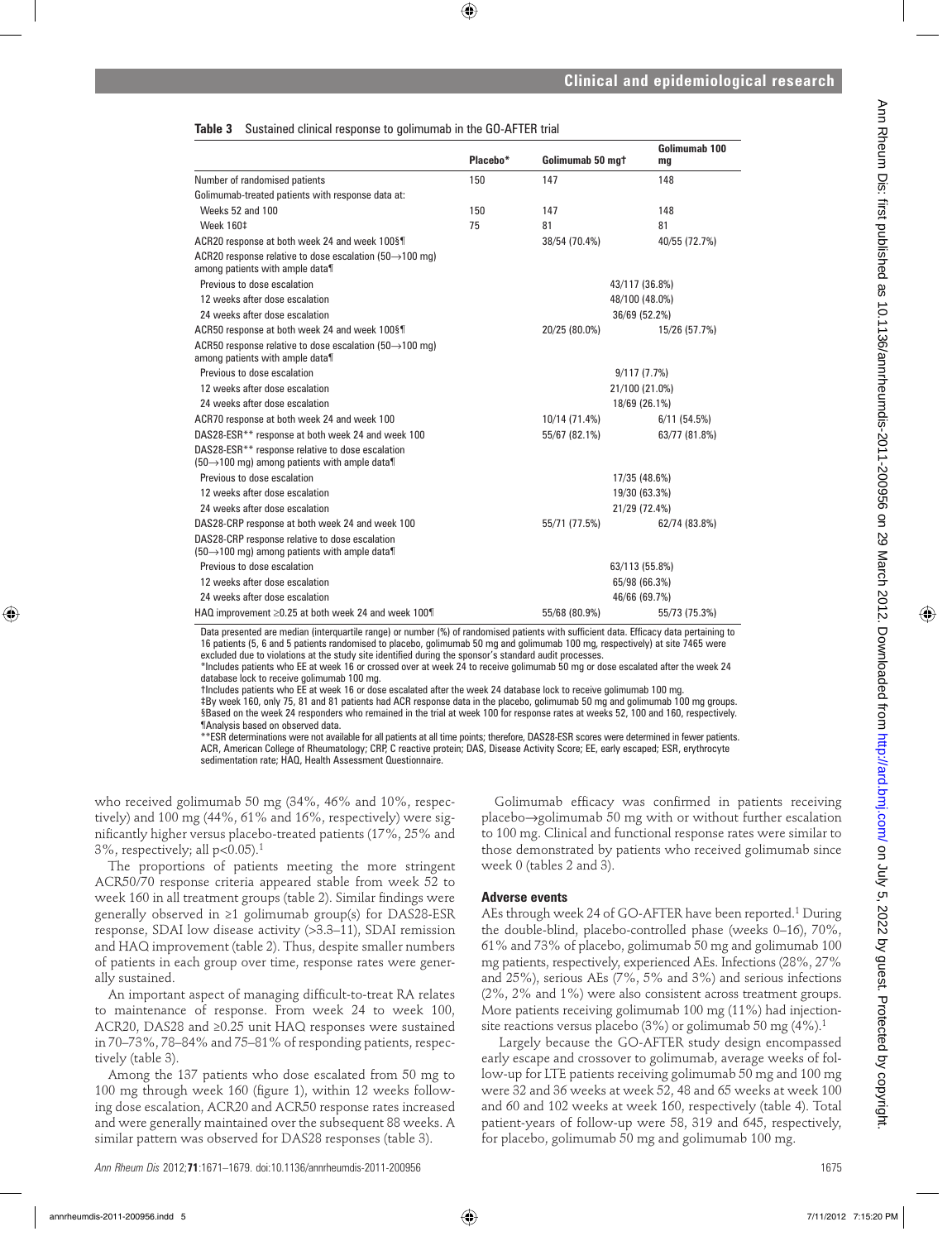**Table 3** Sustained clinical response to golimumab in the GO-AFTER trial

| | Placebo* | Golimumab 50 mg† | Golimumab 100 mg |
|---|---|---|---|
| Number of randomised patients | 150 | 147 | 148 |
| Golimumab-treated patients with response data at: | | | |
| Weeks 52 and 100 | 150 | 147 | 148 |
| Week 160‡ | 75 | 81 | 81 |
| ACR20 response at both week 24 and week 100§¶ | | 38/54 (70.4%) | 40/55 (72.7%) |
| ACR20 response relative to dose escalation (50→100 mg) among patients with ample data¶ | | | |
| Previous to dose escalation | | 43/117 (36.8%) | |
| 12 weeks after dose escalation | | 48/100 (48.0%) | |
| 24 weeks after dose escalation | | 36/69 (52.2%) | |
| ACR50 response at both week 24 and week 100§¶ | | 20/25 (80.0%) | 15/26 (57.7%) |
| ACR50 response relative to dose escalation (50→100 mg) among patients with ample data¶ | | | |
| Previous to dose escalation | | 9/117 (7.7%) | |
| 12 weeks after dose escalation | | 21/100 (21.0%) | |
| 24 weeks after dose escalation | | 18/69 (26.1%) | |
| ACR70 response at both week 24 and week 100 | | 10/14 (71.4%) | 6/11 (54.5%) |
| DAS28-ESR** response at both week 24 and week 100 | | 55/67 (82.1%) | 63/77 (81.8%) |
| DAS28-ESR** response relative to dose escalation (50→100 mg) among patients with ample data¶ | | | |
| Previous to dose escalation | | 17/35 (48.6%) | |
| 12 weeks after dose escalation | | 19/30 (63.3%) | |
| 24 weeks after dose escalation | | 21/29 (72.4%) | |
| DAS28-CRP response at both week 24 and week 100 | | 55/71 (77.5%) | 62/74 (83.8%) |
| DAS28-CRP response relative to dose escalation (50→100 mg) among patients with ample data¶ | | | |
| Previous to dose escalation | | 63/113 (55.8%) | |
| 12 weeks after dose escalation | | 65/98 (66.3%) | |
| 24 weeks after dose escalation | | 46/66 (69.7%) | |
| HAQ improvement ≥0.25 at both week 24 and week 100¶ | | 55/68 (80.9%) | 55/73 (75.3%) |

Data presented are median (interquartile range) or number (%) of randomised patients with sufficient data. Efficacy data pertaining to 16 patients (5, 6 and 5 patients randomised to placebo, golimumab 50 mg and golimumab 100 mg, respectively) at site 7465 were excluded due to violations at the study site identified during the sponsor's standard audit processes.

*Includes patients who EE at week 16 or crossed over at week 24 to receive golimumab 50 mg or dose escalated after the week 24 database lock to receive golimumab 100 mg.

†Includes patients who EE at week 16 or dose escalated after the week 24 database lock to receive golimumab 100 mg.

‡By week 160, only 75, 81 and 81 patients had ACR response data in the placebo, golimumab 50 mg and golimumab 100 mg groups.

§Based on the week 24 responders who remained in the trial at week 100 for response rates at weeks 52, 100 and 160, respectively.

¶Analysis based on observed data.

**ESR determinations were not available for all patients at all time points; therefore, DAS28-ESR scores were determined in fewer patients.

ACR, American College of Rheumatology; CRP, C reactive protein; DAS, Disease Activity Score; EE, early escaped; ESR, erythrocyte sedimentation rate; HAQ, Health Assessment Questionnaire.

who received golimumab 50 mg (34%, 46% and 10%, respectively) and 100 mg (44%, 61% and 16%, respectively) were significantly higher versus placebo-treated patients (17%, 25% and 3%, respectively; all $p<0.05$).[1]

The proportions of patients meeting the more stringent ACR50/70 response criteria appeared stable from week 52 to week 160 in all treatment groups (table 2). Similar findings were generally observed in ≥1 golimumab group(s) for DAS28-ESR response, SDAI low disease activity (>3.3–11), SDAI remission and HAQ improvement (table 2). Thus, despite smaller numbers of patients in each group over time, response rates were generally sustained.

An important aspect of managing difficult-to-treat RA relates to maintenance of response. From week 24 to week 100, ACR20, DAS28 and ≥0.25 unit HAQ responses were sustained in 70–73%, 78–84% and 75–81% of responding patients, respectively (table 3).

Among the 137 patients who dose escalated from 50 mg to 100 mg through week 160 (figure 1), within 12 weeks following dose escalation, ACR20 and ACR50 response rates increased and were generally maintained over the subsequent 88 weeks. A similar pattern was observed for DAS28 responses (table 3).

Golimumab efficacy was confirmed in patients receiving placebo→golimumab 50 mg with or without further escalation to 100 mg. Clinical and functional response rates were similar to those demonstrated by patients who received golimumab since week 0 (tables 2 and 3).

### Adverse events

AEs through week 24 of GO-AFTER have been reported.[1] During the double-blind, placebo-controlled phase (weeks 0–16), 70%, 61% and 73% of placebo, golimumab 50 mg and golimumab 100 mg patients, respectively, experienced AEs. Infections (28%, 27% and 25%), serious AEs (7%, 5% and 3%) and serious infections (2%, 2% and 1%) were also consistent across treatment groups. More patients receiving golimumab 100 mg (11%) had injection-site reactions versus placebo (3%) or golimumab 50 mg (4%).[1]

Largely because the GO-AFTER study design encompassed early escape and crossover to golimumab, average weeks of follow-up for LTE patients receiving golimumab 50 mg and 100 mg were 32 and 36 weeks at week 52, 48 and 65 weeks at week 100 and 60 and 102 weeks at week 160, respectively (table 4). Total patient-years of follow-up were 58, 319 and 645, respectively, for placebo, golimumab 50 mg and golimumab 100 mg.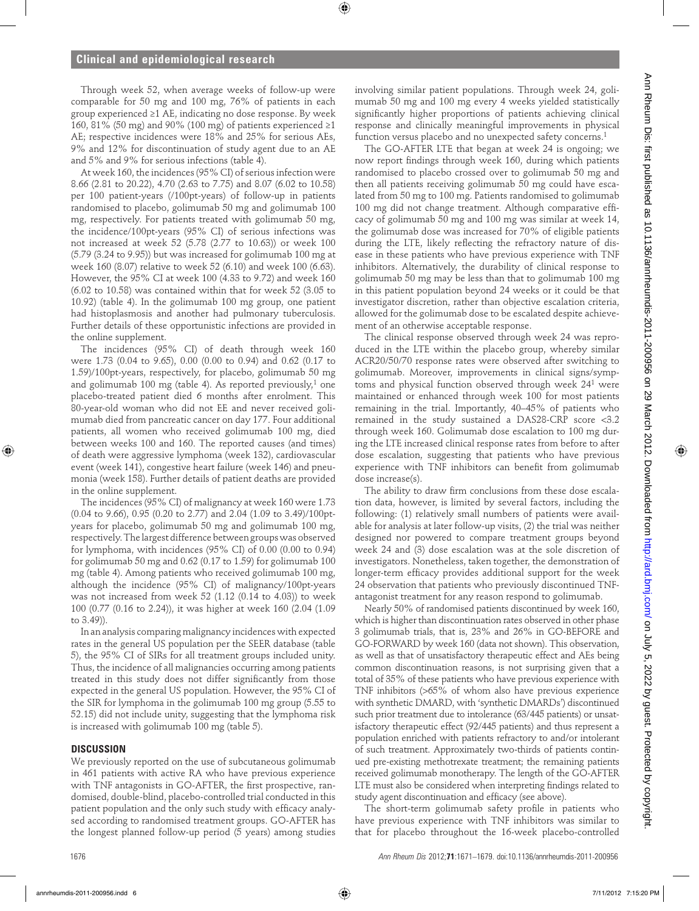Through week 52, when average weeks of follow-up were comparable for 50 mg and 100 mg, 76% of patients in each group experienced ≥1 AE, indicating no dose response. By week 160, 81% (50 mg) and 90% (100 mg) of patients experienced ≥1 AE; respective incidences were 18% and 25% for serious AEs, 9% and 12% for discontinuation of study agent due to an AE and 5% and 9% for serious infections (table 4).

At week 160, the incidences (95% CI) of serious infection were 8.66 (2.81 to 20.22), 4.70 (2.63 to 7.75) and 8.07 (6.02 to 10.58) per 100 patient-years (/100pt-years) of follow-up in patients randomised to placebo, golimumab 50 mg and golimumab 100 mg, respectively. For patients treated with golimumab 50 mg, the incidence/100pt-years (95% CI) of serious infections was not increased at week 52 (5.78 (2.77 to 10.63)) or week 100 (5.79 (3.24 to 9.95)) but was increased for golimumab 100 mg at week 160 (8.07) relative to week 52 (6.10) and week 100 (6.63). However, the 95% CI at week 100 (4.33 to 9.72) and week 160 (6.02 to 10.58) was contained within that for week 52 (3.05 to 10.92) (table 4). In the golimumab 100 mg group, one patient had histoplasmosis and another had pulmonary tuberculosis. Further details of these opportunistic infections are provided in the online supplement.

The incidences (95% CI) of death through week 160 were 1.73 (0.04 to 9.65), 0.00 (0.00 to 0.94) and 0.62 (0.17 to 1.59)/100pt-years, respectively, for placebo, golimumab 50 mg and golimumab 100 mg (table 4). As reported previously,[1] one placebo-treated patient died 6 months after enrolment. This 80-year-old woman who did not EE and never received golimumab died from pancreatic cancer on day 177. Four additional patients, all women who received golimumab 100 mg, died between weeks 100 and 160. The reported causes (and times) of death were aggressive lymphoma (week 132), cardiovascular event (week 141), congestive heart failure (week 146) and pneumonia (week 158). Further details of patient deaths are provided in the online supplement.

The incidences (95% CI) of malignancy at week 160 were 1.73 (0.04 to 9.66), 0.95 (0.20 to 2.77) and 2.04 (1.09 to 3.49)/100pt-years for placebo, golimumab 50 mg and golimumab 100 mg, respectively. The largest difference between groups was observed for lymphoma, with incidences (95% CI) of 0.00 (0.00 to 0.94) for golimumab 50 mg and 0.62 (0.17 to 1.59) for golimumab 100 mg (table 4). Among patients who received golimumab 100 mg, although the incidence (95% CI) of malignancy/100pt-years was not increased from week 52 (1.12 (0.14 to 4.03)) to week 100 (0.77 (0.16 to 2.24)), it was higher at week 160 (2.04 (1.09 to 3.49)).

In an analysis comparing malignancy incidences with expected rates in the general US population per the SEER database (table 5), the 95% CI of SIRs for all treatment groups included unity. Thus, the incidence of all malignancies occurring among patients treated in this study does not differ significantly from those expected in the general US population. However, the 95% CI of the SIR for lymphoma in the golimumab 100 mg group (5.55 to 52.15) did not include unity, suggesting that the lymphoma risk is increased with golimumab 100 mg (table 5).

## DISCUSSION

We previously reported on the use of subcutaneous golimumab in 461 patients with active RA who have previous experience with TNF antagonists in GO-AFTER, the first prospective, randomised, double-blind, placebo-controlled trial conducted in this patient population and the only such study with efficacy analysed according to randomised treatment groups. GO-AFTER has the longest planned follow-up period (5 years) among studies involving similar patient populations. Through week 24, golimumab 50 mg and 100 mg every 4 weeks yielded statistically significantly higher proportions of patients achieving clinical response and clinically meaningful improvements in physical function versus placebo and no unexpected safety concerns.[1]

The GO-AFTER LTE that began at week 24 is ongoing; we now report findings through week 160, during which patients randomised to placebo crossed over to golimumab 50 mg and then all patients receiving golimumab 50 mg could have escalated from 50 mg to 100 mg. Patients randomised to golimumab 100 mg did not change treatment. Although comparative efficacy of golimumab 50 mg and 100 mg was similar at week 14, the golimumab dose was increased for 70% of eligible patients during the LTE, likely reflecting the refractory nature of disease in these patients who have previous experience with TNF inhibitors. Alternatively, the durability of clinical response to golimumab 50 mg may be less than that to golimumab 100 mg in this patient population beyond 24 weeks or it could be that investigator discretion, rather than objective escalation criteria, allowed for the golimumab dose to be escalated despite achievement of an otherwise acceptable response.

The clinical response observed through week 24 was reproduced in the LTE within the placebo group, whereby similar ACR20/50/70 response rates were observed after switching to golimumab. Moreover, improvements in clinical signs/symptoms and physical function observed through week 24[1] were maintained or enhanced through week 100 for most patients remaining in the trial. Importantly, 40–45% of patients who remained in the study sustained a DAS28-CRP score <3.2 through week 160. Golimumab dose escalation to 100 mg during the LTE increased clinical response rates from before to after dose escalation, suggesting that patients who have previous experience with TNF inhibitors can benefit from golimumab dose increase(s).

The ability to draw firm conclusions from these dose escalation data, however, is limited by several factors, including the following: (1) relatively small numbers of patients were available for analysis at later follow-up visits, (2) the trial was neither designed nor powered to compare treatment groups beyond week 24 and (3) dose escalation was at the sole discretion of investigators. Nonetheless, taken together, the demonstration of longer-term efficacy provides additional support for the week 24 observation that patients who previously discontinued TNF-antagonist treatment for any reason respond to golimumab.

Nearly 50% of randomised patients discontinued by week 160, which is higher than discontinuation rates observed in other phase 3 golimumab trials, that is, 23% and 26% in GO-BEFORE and GO-FORWARD by week 160 (data not shown). This observation, as well as that of unsatisfactory therapeutic effect and AEs being common discontinuation reasons, is not surprising given that a total of 35% of these patients who have previous experience with TNF inhibitors (>65% of whom also have previous experience with synthetic DMARD, with 'synthetic DMARDs') discontinued such prior treatment due to intolerance (63/445 patients) or unsatisfactory therapeutic effect (92/445 patients) and thus represent a population enriched with patients refractory to and/or intolerant of such treatment. Approximately two-thirds of patients continued pre-existing methotrexate treatment; the remaining patients received golimumab monotherapy. The length of the GO-AFTER LTE must also be considered when interpreting findings related to study agent discontinuation and efficacy (see above).

The short-term golimumab safety profile in patients who have previous experience with TNF inhibitors was similar to that for placebo throughout the 16-week placebo-controlled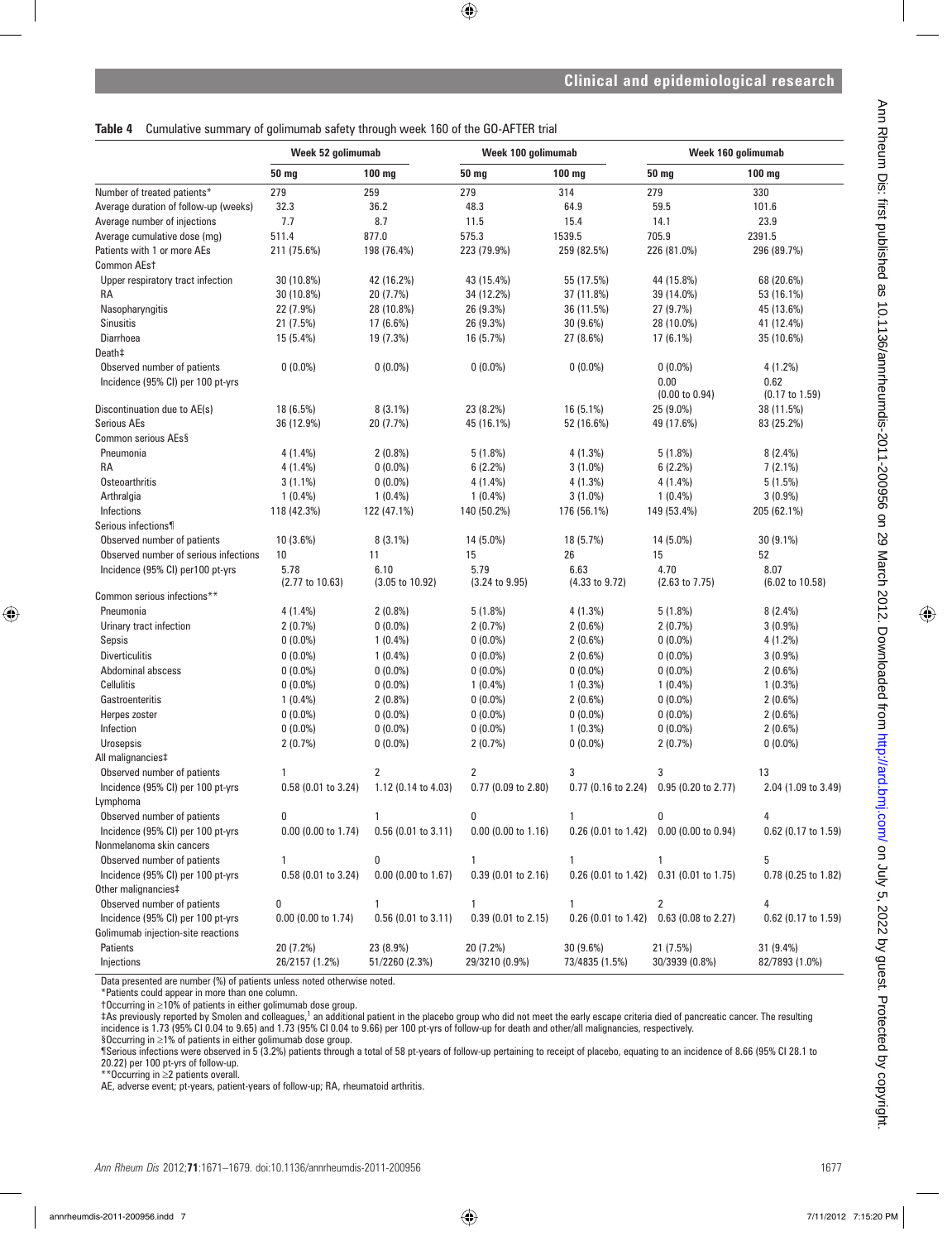**Table 4** Cumulative summary of golimumab safety through week 160 of the GO-AFTER trial

| | Week 52 golimumab | | Week 100 golimumab | | Week 160 golimumab | |
|---|---|---|---|---|---|---|
| | 50 mg | 100 mg | 50 mg | 100 mg | 50 mg | 100 mg |
| Number of treated patients* | 279 | 259 | 279 | 314 | 279 | 330 |
| Average duration of follow-up (weeks) | 32.3 | 36.2 | 48.3 | 64.9 | 59.5 | 101.6 |
| Average number of injections | 7.7 | 8.7 | 11.5 | 15.4 | 14.1 | 23.9 |
| Average cumulative dose (mg) | 511.4 | 877.0 | 575.3 | 1539.5 | 705.9 | 2391.5 |
| Patients with 1 or more AEs | 211 (75.6%) | 198 (76.4%) | 223 (79.9%) | 259 (82.5%) | 226 (81.0%) | 296 (89.7%) |
| Common AEs† | | | | | | |
| Upper respiratory tract infection | 30 (10.8%) | 42 (16.2%) | 43 (15.4%) | 55 (17.5%) | 44 (15.8%) | 68 (20.6%) |
| RA | 30 (10.8%) | 20 (7.7%) | 34 (12.2%) | 37 (11.8%) | 39 (14.0%) | 53 (16.1%) |
| Nasopharyngitis | 22 (7.9%) | 28 (10.8%) | 26 (9.3%) | 36 (11.5%) | 27 (9.7%) | 45 (13.6%) |
| Sinusitis | 21 (7.5%) | 17 (6.6%) | 26 (9.3%) | 30 (9.6%) | 28 (10.0%) | 41 (12.4%) |
| Diarrhoea | 15 (5.4%) | 19 (7.3%) | 16 (5.7%) | 27 (8.6%) | 17 (6.1%) | 35 (10.6%) |
| Death‡ | | | | | | |
| Observed number of patients | 0 (0.0%) | 0 (0.0%) | 0 (0.0%) | 0 (0.0%) | 0 (0.0%) | 4 (1.2%) |
| Incidence (95% CI) per 100 pt-yrs | | | | | 0.00 (0.00 to 0.94) | 0.62 (0.17 to 1.59) |
| Discontinuation due to AE(s) | 18 (6.5%) | 8 (3.1%) | 23 (8.2%) | 16 (5.1%) | 25 (9.0%) | 38 (11.5%) |
| Serious AEs | 36 (12.9%) | 20 (7.7%) | 45 (16.1%) | 52 (16.6%) | 49 (17.6%) | 83 (25.2%) |
| Common serious AEs§ | | | | | | |
| Pneumonia | 4 (1.4%) | 2 (0.8%) | 5 (1.8%) | 4 (1.3%) | 5 (1.8%) | 8 (2.4%) |
| RA | 4 (1.4%) | 0 (0.0%) | 6 (2.2%) | 3 (1.0%) | 6 (2.2%) | 7 (2.1%) |
| Osteoarthritis | 3 (1.1%) | 0 (0.0%) | 4 (1.4%) | 4 (1.3%) | 4 (1.4%) | 5 (1.5%) |
| Arthralgia | 1 (0.4%) | 1 (0.4%) | 1 (0.4%) | 3 (1.0%) | 1 (0.4%) | 3 (0.9%) |
| Infections | 118 (42.3%) | 122 (47.1%) | 140 (50.2%) | 176 (56.1%) | 149 (53.4%) | 205 (62.1%) |
| Serious infections¶ | | | | | | |
| Observed number of patients | 10 (3.6%) | 8 (3.1%) | 14 (5.0%) | 18 (5.7%) | 14 (5.0%) | 30 (9.1%) |
| Observed number of serious infections | 10 | 11 | 15 | 26 | 15 | 52 |
| Incidence (95% CI) per100 pt-yrs | 5.78 (2.77 to 10.63) | 6.10 (3.05 to 10.92) | 5.79 (3.24 to 9.95) | 6.63 (4.33 to 9.72) | 4.70 (2.63 to 7.75) | 8.07 (6.02 to 10.58) |
| Common serious infections** | | | | | | |
| Pneumonia | 4 (1.4%) | 2 (0.8%) | 5 (1.8%) | 4 (1.3%) | 5 (1.8%) | 8 (2.4%) |
| Urinary tract infection | 2 (0.7%) | 0 (0.0%) | 2 (0.7%) | 2 (0.6%) | 2 (0.7%) | 3 (0.9%) |
| Sepsis | 0 (0.0%) | 1 (0.4%) | 0 (0.0%) | 2 (0.6%) | 0 (0.0%) | 4 (1.2%) |
| Diverticulitis | 0 (0.0%) | 1 (0.4%) | 0 (0.0%) | 2 (0.6%) | 0 (0.0%) | 3 (0.9%) |
| Abdominal abscess | 0 (0.0%) | 0 (0.0%) | 0 (0.0%) | 0 (0.0%) | 0 (0.0%) | 2 (0.6%) |
| Cellulitis | 0 (0.0%) | 0 (0.0%) | 1 (0.4%) | 1 (0.3%) | 1 (0.4%) | 1 (0.3%) |
| Gastroenteritis | 1 (0.4%) | 2 (0.8%) | 0 (0.0%) | 2 (0.6%) | 0 (0.0%) | 2 (0.6%) |
| Herpes zoster | 0 (0.0%) | 0 (0.0%) | 0 (0.0%) | 0 (0.0%) | 0 (0.0%) | 2 (0.6%) |
| Infection | 0 (0.0%) | 0 (0.0%) | 0 (0.0%) | 1 (0.3%) | 0 (0.0%) | 2 (0.6%) |
| Urosepsis | 2 (0.7%) | 0 (0.0%) | 2 (0.7%) | 0 (0.0%) | 2 (0.7%) | 0 (0.0%) |
| All malignancies‡ | | | | | | |
| Observed number of patients | 1 | 2 | 2 | 3 | 3 | 13 |
| Incidence (95% CI) per 100 pt-yrs | 0.58 (0.01 to 3.24) | 1.12 (0.14 to 4.03) | 0.77 (0.09 to 2.80) | 0.77 (0.16 to 2.24) | 0.95 (0.20 to 2.77) | 2.04 (1.09 to 3.49) |
| Lymphoma | | | | | | |
| Observed number of patients | 0 | 1 | 0 | 1 | 0 | 4 |
| Incidence (95% CI) per 100 pt-yrs | 0.00 (0.00 to 1.74) | 0.56 (0.01 to 3.11) | 0.00 (0.00 to 1.16) | 0.26 (0.01 to 1.42) | 0.00 (0.00 to 0.94) | 0.62 (0.17 to 1.59) |
| Nonmelanoma skin cancers | | | | | | |
| Observed number of patients | 1 | 0 | 1 | 1 | 1 | 5 |
| Incidence (95% CI) per 100 pt-yrs | 0.58 (0.01 to 3.24) | 0.00 (0.00 to 1.67) | 0.39 (0.01 to 2.16) | 0.26 (0.01 to 1.42) | 0.31 (0.01 to 1.75) | 0.78 (0.25 to 1.82) |
| Other malignancies‡ | | | | | | |
| Observed number of patients | 0 | 1 | 1 | 1 | 2 | 4 |
| Incidence (95% CI) per 100 pt-yrs | 0.00 (0.00 to 1.74) | 0.56 (0.01 to 3.11) | 0.39 (0.01 to 2.15) | 0.26 (0.01 to 1.42) | 0.63 (0.08 to 2.27) | 0.62 (0.17 to 1.59) |
| Golimumab injection-site reactions | | | | | | |
| Patients | 20 (7.2%) | 23 (8.9%) | 20 (7.2%) | 30 (9.6%) | 21 (7.5%) | 31 (9.4%) |
| Injections | 26/2157 (1.2%) | 51/2260 (2.3%) | 29/3210 (0.9%) | 73/4835 (1.5%) | 30/3939 (0.8%) | 82/7893 (1.0%) |

Data presented are number (%) of patients unless noted otherwise noted.

*Patients could appear in more than one column.

†Occurring in ≥10% of patients in either golimumab dose group.

‡As previously reported by Smolen and colleagues,[1] an additional patient in the placebo group who did not meet the early escape criteria died of pancreatic cancer. The resulting incidence is 1.73 (95% CI 0.04 to 9.65) and 1.73 (95% CI 0.04 to 9.66) per 100 pt-yrs of follow-up for death and other/all malignancies, respectively.

§Occurring in ≥1% of patients in either golimumab dose group.

¶Serious infections were observed in 5 (3.2%) patients through a total of 58 pt-years of follow-up pertaining to receipt of placebo, equating to an incidence of 8.66 (95% CI 28.1 to 20.22) per 100 pt-yrs of follow-up.

**Occurring in ≥2 patients overall.

AE, adverse event; pt-years, patient-years of follow-up; RA, rheumatoid arthritis.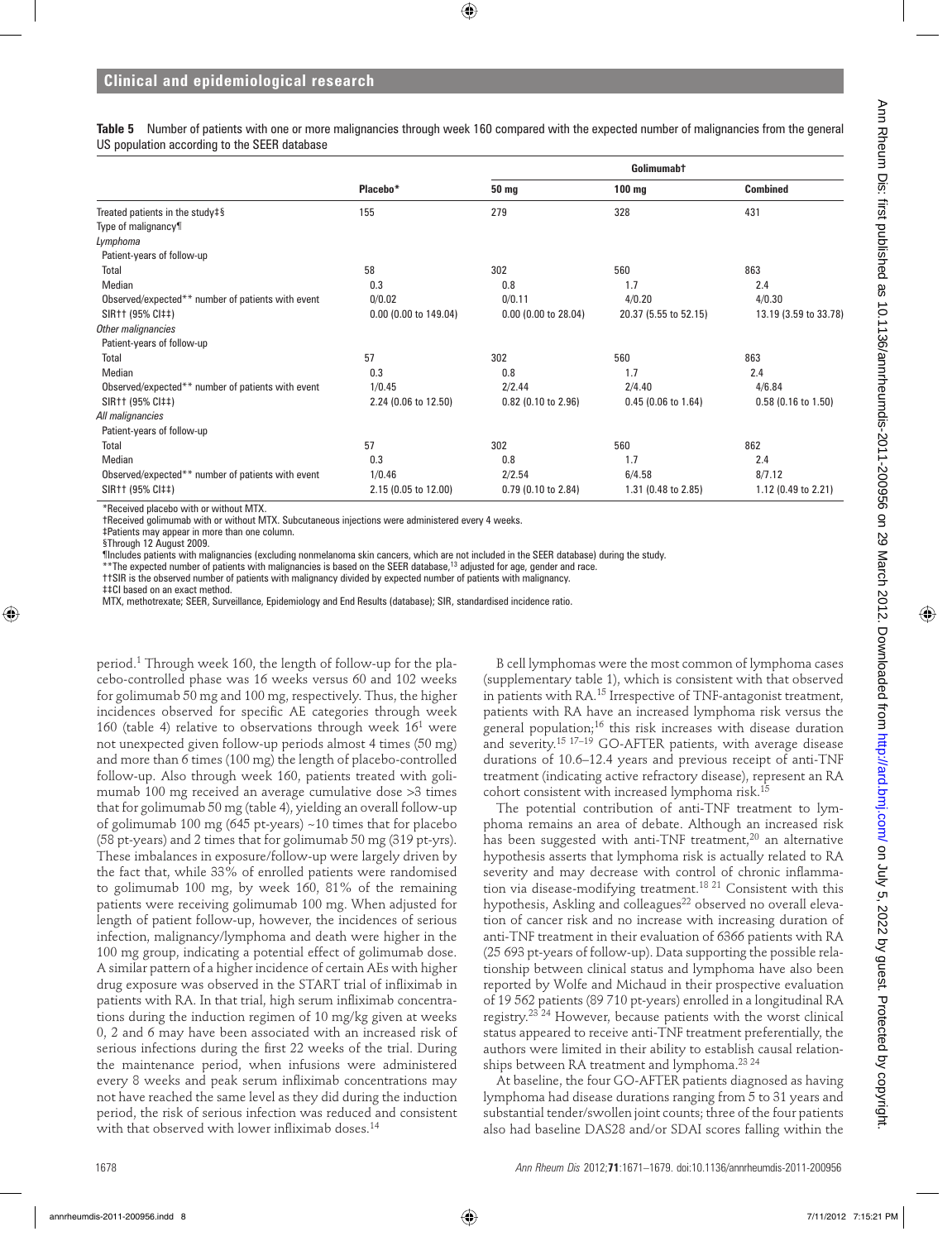**Table 5** Number of patients with one or more malignancies through week 160 compared with the expected number of malignancies from the general US population according to the SEER database

| | Placebo* | Golimumab† | | |
|---|---|---|---|---|
| | | 50 mg | 100 mg | Combined |
| Treated patients in the study‡§ | 155 | 279 | 328 | 431 |
| Type of malignancy¶ | | | | |
| *Lymphoma* | | | | |
| Patient-years of follow-up | | | | |
| Total | 58 | 302 | 560 | 863 |
| Median | 0.3 | 0.8 | 1.7 | 2.4 |
| Observed/expected** number of patients with event | 0/0.02 | 0/0.11 | 4/0.20 | 4/0.30 |
| SIR†† (95% CI‡‡) | 0.00 (0.00 to 149.04) | 0.00 (0.00 to 28.04) | 20.37 (5.55 to 52.15) | 13.19 (3.59 to 33.78) |
| *Other malignancies* | | | | |
| Patient-years of follow-up | | | | |
| Total | 57 | 302 | 560 | 863 |
| Median | 0.3 | 0.8 | 1.7 | 2.4 |
| Observed/expected** number of patients with event | 1/0.45 | 2/2.44 | 2/4.40 | 4/6.84 |
| SIR†† (95% CI‡‡) | 2.24 (0.06 to 12.50) | 0.82 (0.10 to 2.96) | 0.45 (0.06 to 1.64) | 0.58 (0.16 to 1.50) |
| *All malignancies* | | | | |
| Patient-years of follow-up | | | | |
| Total | 57 | 302 | 560 | 862 |
| Median | 0.3 | 0.8 | 1.7 | 2.4 |
| Observed/expected** number of patients with event | 1/0.46 | 2/2.54 | 6/4.58 | 8/7.12 |
| SIR†† (95% CI‡‡) | 2.15 (0.05 to 12.00) | 0.79 (0.10 to 2.84) | 1.31 (0.48 to 2.85) | 1.12 (0.49 to 2.21) |

*Received placebo with or without MTX.
†Received golimumab with or without MTX. Subcutaneous injections were administered every 4 weeks.
‡Patients may appear in more than one column.
§Through 12 August 2009.
¶Includes patients with malignancies (excluding nonmelanoma skin cancers, which are not included in the SEER database) during the study.
**The expected number of patients with malignancies is based on the SEER database,[13] adjusted for age, gender and race.
††SIR is the observed number of patients with malignancy divided by expected number of patients with malignancy.
‡‡CI based on an exact method.
MTX, methotrexate; SEER, Surveillance, Epidemiology and End Results (database); SIR, standardised incidence ratio.

period.[1] Through week 160, the length of follow-up for the placebo-controlled phase was 16 weeks versus 60 and 102 weeks for golimumab 50 mg and 100 mg, respectively. Thus, the higher incidences observed for specific AE categories through week 160 (table 4) relative to observations through week 16[1] were not unexpected given follow-up periods almost 4 times (50 mg) and more than 6 times (100 mg) the length of placebo-controlled follow-up. Also through week 160, patients treated with golimumab 100 mg received an average cumulative dose >3 times that for golimumab 50 mg (table 4), yielding an overall follow-up of golimumab 100 mg (645 pt-years) ~10 times that for placebo (58 pt-years) and 2 times that for golimumab 50 mg (319 pt-yrs). These imbalances in exposure/follow-up were largely driven by the fact that, while 33% of enrolled patients were randomised to golimumab 100 mg, by week 160, 81% of the remaining patients were receiving golimumab 100 mg. When adjusted for length of patient follow-up, however, the incidences of serious infection, malignancy/lymphoma and death were higher in the 100 mg group, indicating a potential effect of golimumab dose. A similar pattern of a higher incidence of certain AEs with higher drug exposure was observed in the START trial of infliximab in patients with RA. In that trial, high serum infliximab concentrations during the induction regimen of 10 mg/kg given at weeks 0, 2 and 6 may have been associated with an increased risk of serious infections during the first 22 weeks of the trial. During the maintenance period, when infusions were administered every 8 weeks and peak serum infliximab concentrations may not have reached the same level as they did during the induction period, the risk of serious infection was reduced and consistent with that observed with lower infliximab doses.[14]

B cell lymphomas were the most common of lymphoma cases (supplementary table 1), which is consistent with that observed in patients with RA.[15] Irrespective of TNF-antagonist treatment, patients with RA have an increased lymphoma risk versus the general population;[16] this risk increases with disease duration and severity.[15 17–19] GO-AFTER patients, with average disease durations of 10.6–12.4 years and previous receipt of anti-TNF treatment (indicating active refractory disease), represent an RA cohort consistent with increased lymphoma risk.[15]

The potential contribution of anti-TNF treatment to lymphoma remains an area of debate. Although an increased risk has been suggested with anti-TNF treatment,[20] an alternative hypothesis asserts that lymphoma risk is actually related to RA severity and may decrease with control of chronic inflammation via disease-modifying treatment.[18 21] Consistent with this hypothesis, Askling and colleagues[22] observed no overall elevation of cancer risk and no increase with increasing duration of anti-TNF treatment in their evaluation of 6366 patients with RA (25 693 pt-years of follow-up). Data supporting the possible relationship between clinical status and lymphoma have also been reported by Wolfe and Michaud in their prospective evaluation of 19 562 patients (89 710 pt-years) enrolled in a longitudinal RA registry.[23 24] However, because patients with the worst clinical status appeared to receive anti-TNF treatment preferentially, the authors were limited in their ability to establish causal relationships between RA treatment and lymphoma.[23 24]

At baseline, the four GO-AFTER patients diagnosed as having lymphoma had disease durations ranging from 5 to 31 years and substantial tender/swollen joint counts; three of the four patients also had baseline DAS28 and/or SDAI scores falling within the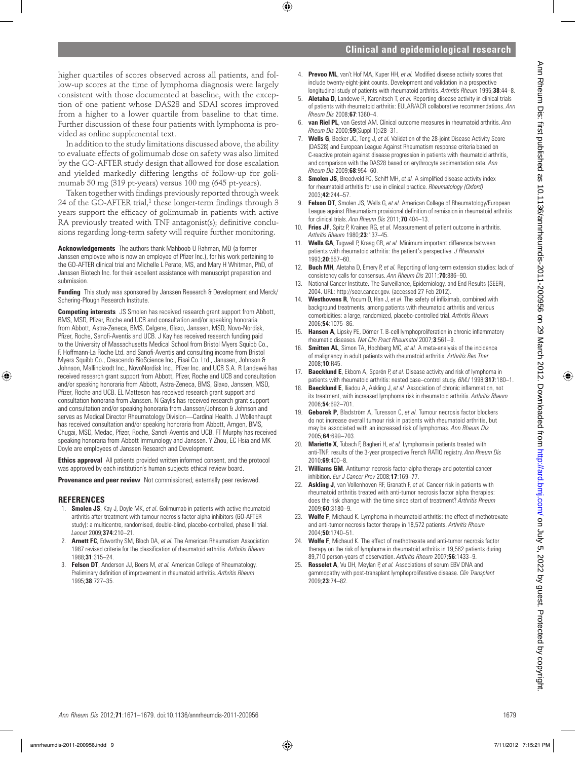higher quartiles of scores observed across all patients, and follow-up scores at the time of lymphoma diagnosis were largely consistent with those documented at baseline, with the exception of one patient whose DAS28 and SDAI scores improved from a higher to a lower quartile from baseline to that time. Further discussion of these four patients with lymphoma is provided as online supplemental text.

In addition to the study limitations discussed above, the ability to evaluate effects of golimumab dose on safety was also limited by the GO-AFTER study design that allowed for dose escalation and yielded markedly differing lengths of follow-up for golimumab 50 mg (319 pt-years) versus 100 mg (645 pt-years).

Taken together with findings previously reported through week 24 of the GO-AFTER trial,[1] these longer-term findings through 3 years support the efficacy of golimumab in patients with active RA previously treated with TNF antagonist(s); definitive conclusions regarding long-term safety will require further monitoring.

**Acknowledgements** The authors thank Mahboob U Rahman, MD (a former Janssen employee who is now an employee of Pfizer Inc.), for his work pertaining to the GO-AFTER clinical trial and Michelle L Perate, MS, and Mary H Whitman, PhD, of Janssen Biotech Inc. for their excellent assistance with manuscript preparation and submission.

**Funding** This study was sponsored by Janssen Research & Development and Merck/Schering-Plough Research Institute.

**Competing interests** JS Smolen has received research grant support from Abbott, BMS, MSD, Pfizer, Roche and UCB and consultation and/or speaking honoraria from Abbott, Astra-Zeneca, BMS, Celgene, Glaxo, Janssen, MSD, Novo-Nordisk, Pfizer, Roche, Sanofi-Aventis and UCB. J Kay has received research funding paid to the University of Massachusetts Medical School from Bristol Myers Squibb Co., F. Hoffmann-La Roche Ltd. and Sanofi-Aventis and consulting income from Bristol Myers Squibb Co., Crescendo BioScience Inc., Eisai Co. Ltd., Janssen, Johnson & Johnson, Mallinckrodt Inc., NovoNordisk Inc., Pfizer Inc. and UCB S.A. R Landewé has received research grant support from Abbott, Pfizer, Roche and UCB and consultation and/or speaking honoraria from Abbott, Astra-Zeneca, BMS, Glaxo, Janssen, MSD, Pfizer, Roche and UCB. EL Matteson has received research grant support and consultation honoraria from Janssen. N Gaylis has received research grant support and consultation and/or speaking honoraria from Janssen/Johnson & Johnson and serves as Medical Director Rheumatology Division—Cardinal Health. J Wollenhaupt has received consultation and/or speaking honoraria from Abbott, Amgen, BMS, Chugai, MSD, Medac, Pfizer, Roche, Sanofi-Aventis and UCB. FT Murphy has received speaking honoraria from Abbott Immunology and Janssen. Y Zhou, EC Hsia and MK Doyle are employees of Janssen Research and Development.

**Ethics approval** All patients provided written informed consent, and the protocol was approved by each institution's human subjects ethical review board.

**Provenance and peer review** Not commissioned; externally peer reviewed.

## REFERENCES

1. **Smolen JS**, Kay J, Doyle MK, *et al*. Golimumab in patients with active rheumatoid arthritis after treatment with tumour necrosis factor alpha inhibitors (GO-AFTER study): a multicentre, randomised, double-blind, placebo-controlled, phase III trial. *Lancet* 2009;**374**:210–21.
2. **Arnett FC**, Edworthy SM, Bloch DA, *et al.* The American Rheumatism Association 1987 revised criteria for the classification of rheumatoid arthritis. *Arthritis Rheum* 1988;**31**:315–24.
3. **Felson DT**, Anderson JJ, Boers M, *et al.* American College of Rheumatology. Preliminary definition of improvement in rheumatoid arthritis. *Arthritis Rheum* 1995;**38**:727–35.
4. **Prevoo ML**, van't Hof MA, Kuper HH, *et al.* Modified disease activity scores that include twenty-eight-joint counts. Development and validation in a prospective longitudinal study of patients with rheumatoid arthritis. *Arthritis Rheum* 1995;**38**:44–8.
5. **Aletaha D**, Landewe R, Karonitsch T, *et al.* Reporting disease activity in clinical trials of patients with rheumatoid arthritis: EULAR/ACR collaborative recommendations. *Ann Rheum Dis* 2008;**67**:1360–4.
6. **van Riel PL**, van Gestel AM. Clinical outcome measures in rheumatoid arthritis. *Ann Rheum Dis* 2000;**59**(Suppl 1):i28–31.
7. **Wells G**, Becker JC, Teng J, *et al.* Validation of the 28-joint Disease Activity Score (DAS28) and European League Against Rheumatism response criteria based on C-reactive protein against disease progression in patients with rheumatoid arthritis, and comparison with the DAS28 based on erythrocyte sedimentation rate. *Ann Rheum Dis* 2009;**68**:954–60.
8. **Smolen JS**, Breedveld FC, Schiff MH, *et al.* A simplified disease activity index for rheumatoid arthritis for use in clinical practice. *Rheumatology (Oxford)* 2003;**42**:244–57.
9. **Felson DT**, Smolen JS, Wells G, *et al.* American College of Rheumatology/European League against Rheumatism provisional definition of remission in rheumatoid arthritis for clinical trials. *Ann Rheum Dis* 2011;**70**:404–13.
10. **Fries JF**, Spitz P, Kraines RG, *et al.* Measurement of patient outcome in arthritis. *Arthritis Rheum* 1980;**23**:137–45.
11. **Wells GA**, Tugwell P, Kraag GR, *et al.* Minimum important difference between patients with rheumatoid arthritis: the patient's perspective. *J Rheumatol* 1993;**20**:557–60.
12. **Buch MH**, Aletaha D, Emery P, *et al.* Reporting of long-term extension studies: lack of consistency calls for consensus. *Ann Rheum Dis* 2011;**70**:886–90.
13. National Cancer Institute. The Surveillance, Epidemiology, and End Results (SEER), 2004. URL: http://seer.cancer.gov. (accessed 27 Feb 2012).
14. **Westhovens R**, Yocum D, Han J, *et al*. The safety of infliximab, combined with background treatments, among patients with rheumatoid arthritis and various comorbidities: a large, randomized, placebo-controlled trial. *Arthritis Rheum* 2006;**54**:1075–86.
15. **Hansen A**, Lipsky PE, Dörner T. B-cell lymphoproliferation in chronic inflammatory rheumatic diseases. *Nat Clin Pract Rheumatol* 2007;**3**:561–9.
16. **Smitten AL**, Simon TA, Hochberg MC, *et al.* A meta-analysis of the incidence of malignancy in adult patients with rheumatoid arthritis. *Arthritis Res Ther* 2008;**10**:R45.
17. **Baecklund E**, Ekbom A, Sparén P, *et al.* Disease activity and risk of lymphoma in patients with rheumatoid arthritis: nested case–control study. *BMJ* 1998;**317**:180–1.
18. **Baecklund E**, Iliadou A, Askling J, *et al.* Association of chronic inflammation, not its treatment, with increased lymphoma risk in rheumatoid arthritis. *Arthritis Rheum* 2006;**54**:692–701.
19. **Geborek P**, Bladström A, Turesson C, *et al.* Tumour necrosis factor blockers do not increase overall tumour risk in patients with rheumatoid arthritis, but may be associated with an increased risk of lymphomas. *Ann Rheum Dis* 2005;**64**:699–703.
20. **Mariette X**, Tubach F, Bagheri H, *et al.* Lymphoma in patients treated with anti-TNF: results of the 3-year prospective French RATIO registry. *Ann Rheum Dis* 2010;**69**:400–8.
21. **Williams GM**. Antitumor necrosis factor-alpha therapy and potential cancer inhibition. *Eur J Cancer Prev* 2008;**17**:169–77.
22. **Askling J**, van Vollenhoven RF, Granath F, *et al.* Cancer risk in patients with rheumatoid arthritis treated with anti-tumor necrosis factor alpha therapies: does the risk change with the time since start of treatment? *Arthritis Rheum* 2009;**60**:3180–9.
23. **Wolfe F**, Michaud K. Lymphoma in rheumatoid arthritis: the effect of methotrexate and anti-tumor necrosis factor therapy in 18,572 patients. *Arthritis Rheum* 2004;**50**:1740–51.
24. **Wolfe F**, Michaud K. The effect of methotrexate and anti-tumor necrosis factor therapy on the risk of lymphoma in rheumatoid arthritis in 19,562 patients during 89,710 person-years of observation. *Arthritis Rheum* 2007;**56**:1433–9.
25. **Rosselet A**, Vu DH, Meylan P, *et al.* Associations of serum EBV DNA and gammopathy with post-transplant lymphoproliferative disease. *Clin Transplant* 2009;**23**:74–82.